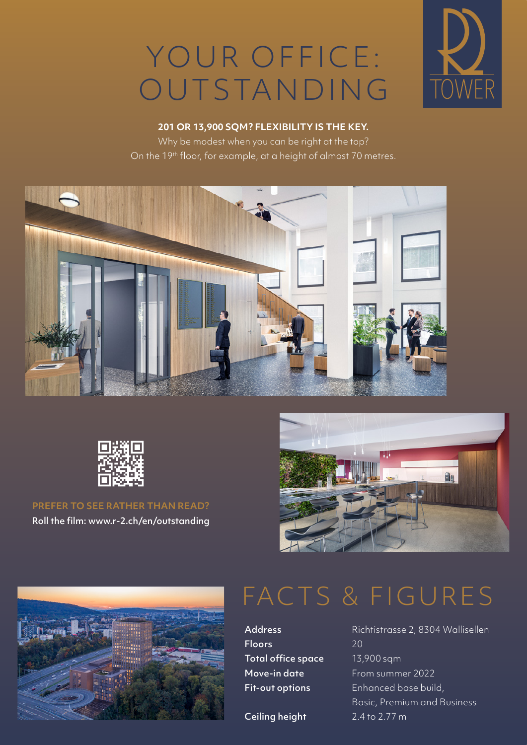# YOUR OFFICE: OUTSTANDING

R2 TOWER

**201 OR 13,900 SQM? FLEXIBILITY IS THE KEY.**

Why be modest when you can be right at the top?
On the 19th floor, for example, at a height of almost 70 metres.

**PREFER TO SEE RATHER THAN READ?**
Roll the film: www.r-2.ch/en/outstanding

# FACTS & FIGURES

| | |
|---|---|
| **Address** | Richtistrasse 2, 8304 Wallisellen |
| **Floors** | 20 |
| **Total office space** | 13,900 sqm |
| **Move-in date** | From summer 2022 |
| **Fit-out options** | Enhanced base build, Basic, Premium and Business |
| **Ceiling height** | 2.4 to 2.77 m |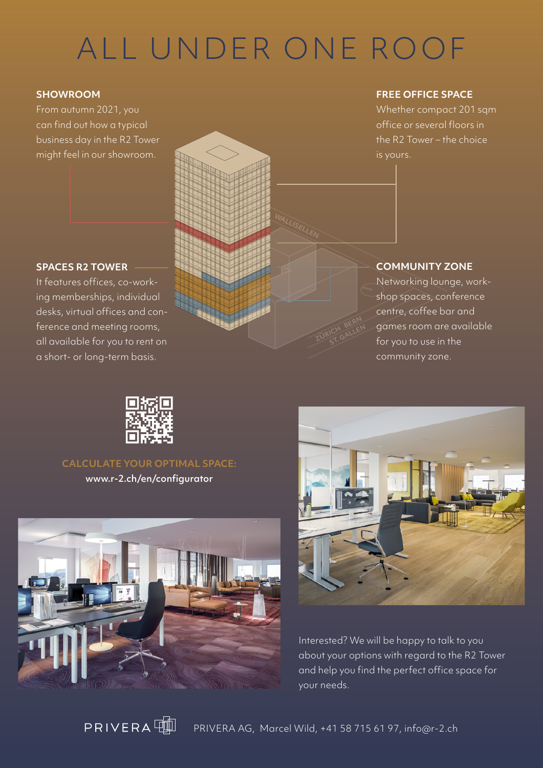# ALL UNDER ONE ROOF

### SHOWROOM

From autumn 2021, you can find out how a typical business day in the R2 Tower might feel in our showroom.

### FREE OFFICE SPACE

Whether compact 201 sqm office or several floors in the R2 Tower – the choice is yours.

### SPACES R2 TOWER

It features offices, co-working memberships, individual desks, virtual offices and conference and meeting rooms, all available for you to rent on a short- or long-term basis.

### COMMUNITY ZONE

Networking lounge, workshop spaces, conference centre, coffee bar and games room are available for you to use in the community zone.

WALLISELLEN

ZÜRICH BERN
ST. GALLEN

**CALCULATE YOUR OPTIMAL SPACE:**
www.r-2.ch/en/configurator

Interested? We will be happy to talk to you about your options with regard to the R2 Tower and help you find the perfect office space for your needs.

PRIVERA

PRIVERA AG, Marcel Wild, +41 58 715 61 97, info@r-2.ch